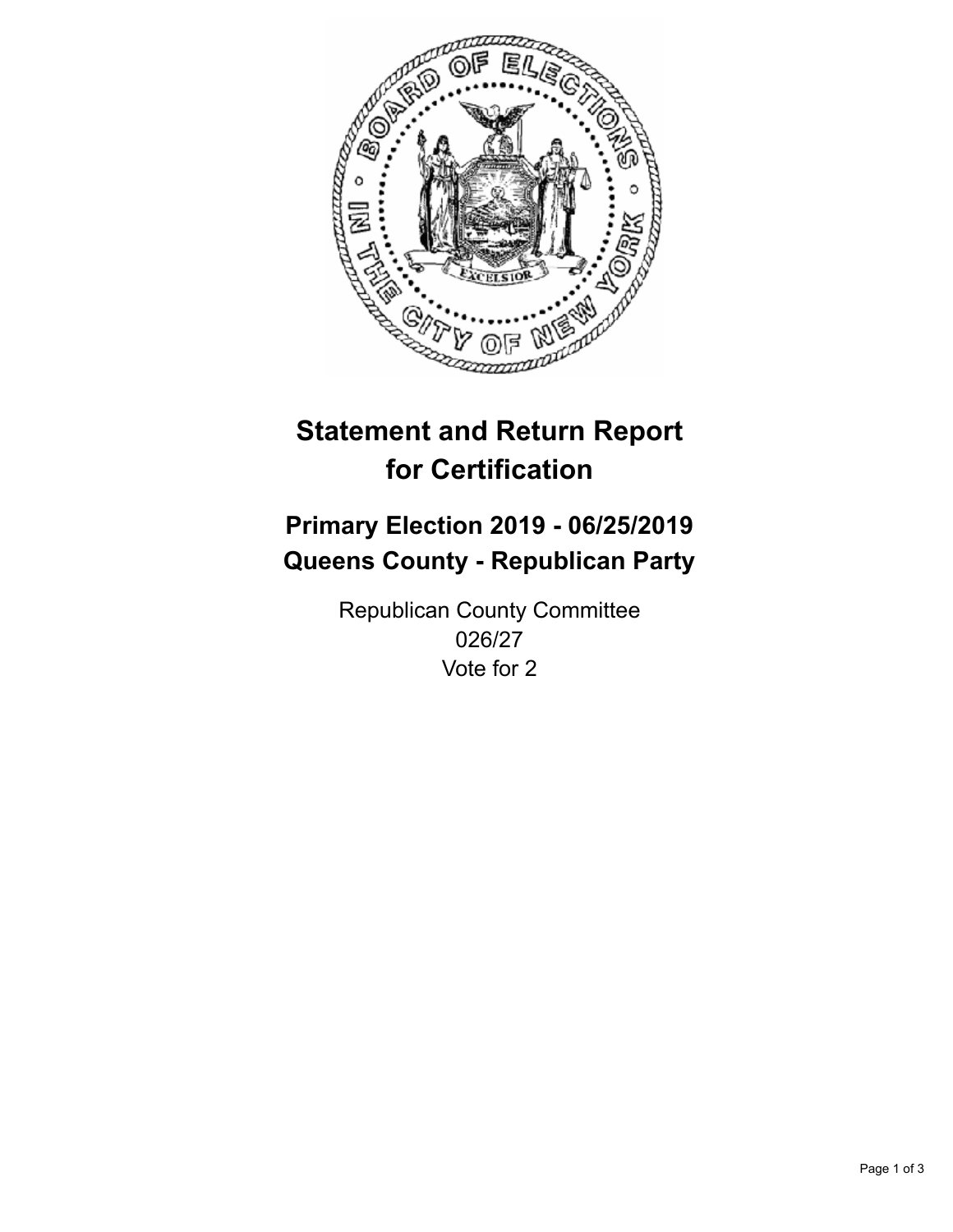# Statement and Return Report for Certification

## Primary Election 2019 - 06/25/2019
## Queens County - Republican Party

Republican County Committee
026/27
Vote for 2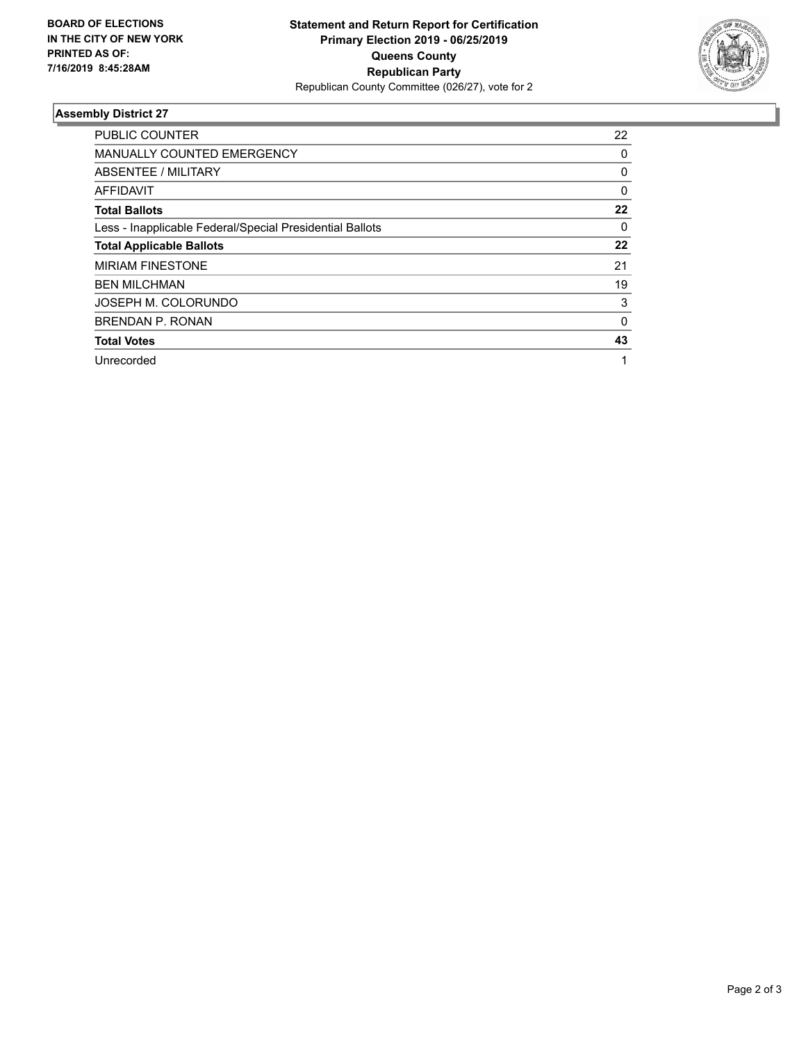**BOARD OF ELECTIONS IN THE CITY OF NEW YORK PRINTED AS OF: 7/16/2019 8:45:28AM**

**Statement and Return Report for Certification Primary Election 2019 - 06/25/2019 Queens County Republican Party**

Republican County Committee (026/27), vote for 2

## Assembly District 27

| | |
|---|---|
| PUBLIC COUNTER | 22 |
| MANUALLY COUNTED EMERGENCY | 0 |
| ABSENTEE / MILITARY | 0 |
| AFFIDAVIT | 0 |
| **Total Ballots** | **22** |
| Less - Inapplicable Federal/Special Presidential Ballots | 0 |
| **Total Applicable Ballots** | **22** |
| MIRIAM FINESTONE | 21 |
| BEN MILCHMAN | 19 |
| JOSEPH M. COLORUNDO | 3 |
| BRENDAN P. RONAN | 0 |
| **Total Votes** | **43** |
| Unrecorded | 1 |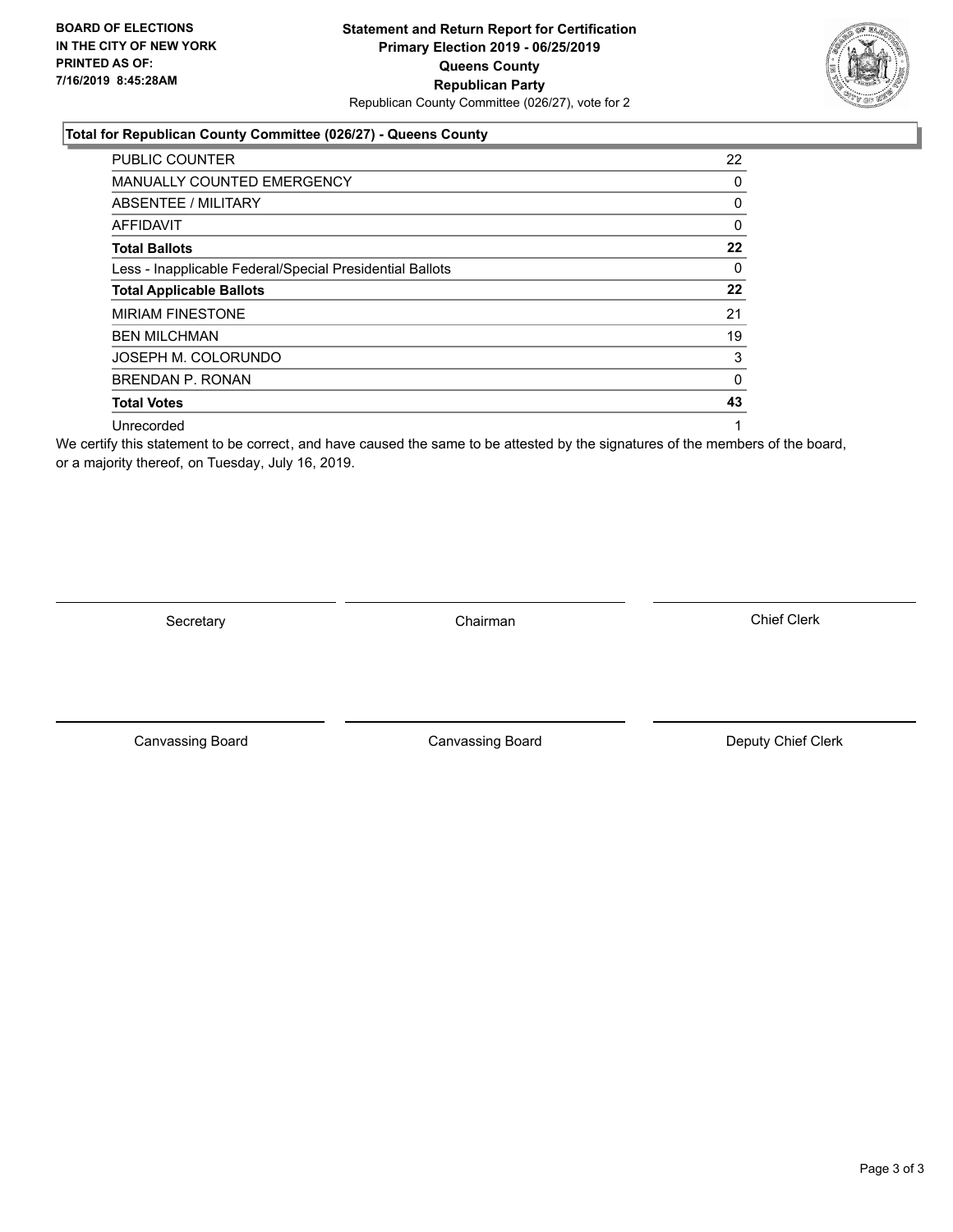**BOARD OF ELECTIONS IN THE CITY OF NEW YORK PRINTED AS OF: 7/16/2019 8:45:28AM**

**Statement and Return Report for Certification Primary Election 2019 - 06/25/2019 Queens County Republican Party**

Republican County Committee (026/27), vote for 2

### Total for Republican County Committee (026/27) - Queens County

| | |
|---|---|
| PUBLIC COUNTER | 22 |
| MANUALLY COUNTED EMERGENCY | 0 |
| ABSENTEE / MILITARY | 0 |
| AFFIDAVIT | 0 |
| **Total Ballots** | **22** |
| Less - Inapplicable Federal/Special Presidential Ballots | 0 |
| **Total Applicable Ballots** | **22** |
| MIRIAM FINESTONE | 21 |
| BEN MILCHMAN | 19 |
| JOSEPH M. COLORUNDO | 3 |
| BRENDAN P. RONAN | 0 |
| **Total Votes** | **43** |
| Unrecorded | 1 |

We certify this statement to be correct, and have caused the same to be attested by the signatures of the members of the board, or a majority thereof, on Tuesday, July 16, 2019.

Secretary

Chairman

Chief Clerk

Canvassing Board

Canvassing Board

Deputy Chief Clerk